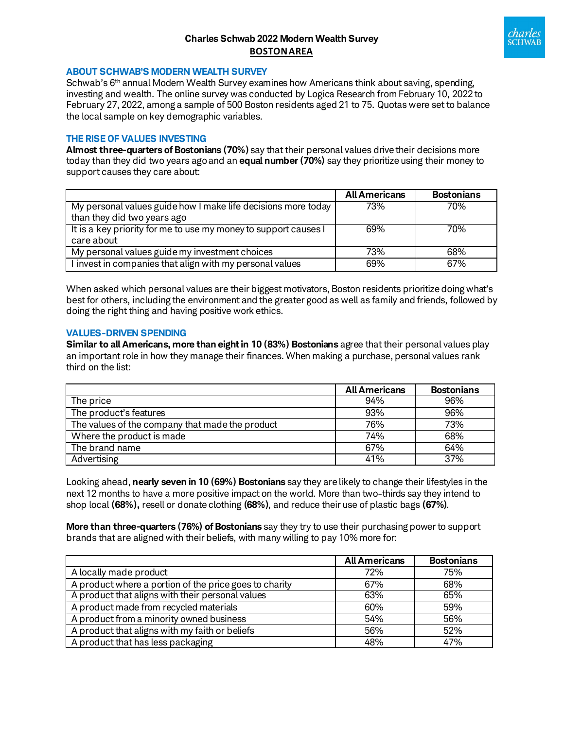# Charles Schwab 2022 Modern Wealth Survey

## BOSTON AREA

### ABOUT SCHWAB'S MODERN WEALTH SURVEY

Schwab's 6th annual Modern Wealth Survey examines how Americans think about saving, spending, investing and wealth. The online survey was conducted by Logica Research from February 10, 2022 to February 27, 2022, among a sample of 500 Boston residents aged 21 to 75. Quotas were set to balance the local sample on key demographic variables.

### THE RISE OF VALUES INVESTING

**Almost three-quarters of Bostonians (70%)** say that their personal values drive their decisions more today than they did two years ago and an **equal number (70%)** say they prioritize using their money to support causes they care about:

| | All Americans | Bostonians |
|---|---|---|
| My personal values guide how I make life decisions more today than they did two years ago | 73% | 70% |
| It is a key priority for me to use my money to support causes I care about | 69% | 70% |
| My personal values guide my investment choices | 73% | 68% |
| I invest in companies that align with my personal values | 69% | 67% |

When asked which personal values are their biggest motivators, Boston residents prioritize doing what's best for others, including the environment and the greater good as well as family and friends, followed by doing the right thing and having positive work ethics.

### VALUES-DRIVEN SPENDING

**Similar to all Americans, more than eight in 10 (83%) Bostonians** agree that their personal values play an important role in how they manage their finances. When making a purchase, personal values rank third on the list:

| | All Americans | Bostonians |
|---|---|---|
| The price | 94% | 96% |
| The product's features | 93% | 96% |
| The values of the company that made the product | 76% | 73% |
| Where the product is made | 74% | 68% |
| The brand name | 67% | 64% |
| Advertising | 41% | 37% |

Looking ahead, **nearly seven in 10 (69%) Bostonians** say they are likely to change their lifestyles in the next 12 months to have a more positive impact on the world. More than two-thirds say they intend to shop local **(68%),** resell or donate clothing **(68%)**, and reduce their use of plastic bags **(67%)**.

**More than three-quarters (76%) of Bostonians** say they try to use their purchasing power to support brands that are aligned with their beliefs, with many willing to pay 10% more for:

| | All Americans | Bostonians |
|---|---|---|
| A locally made product | 72% | 75% |
| A product where a portion of the price goes to charity | 67% | 68% |
| A product that aligns with their personal values | 63% | 65% |
| A product made from recycled materials | 60% | 59% |
| A product from a minority owned business | 54% | 56% |
| A product that aligns with my faith or beliefs | 56% | 52% |
| A product that has less packaging | 48% | 47% |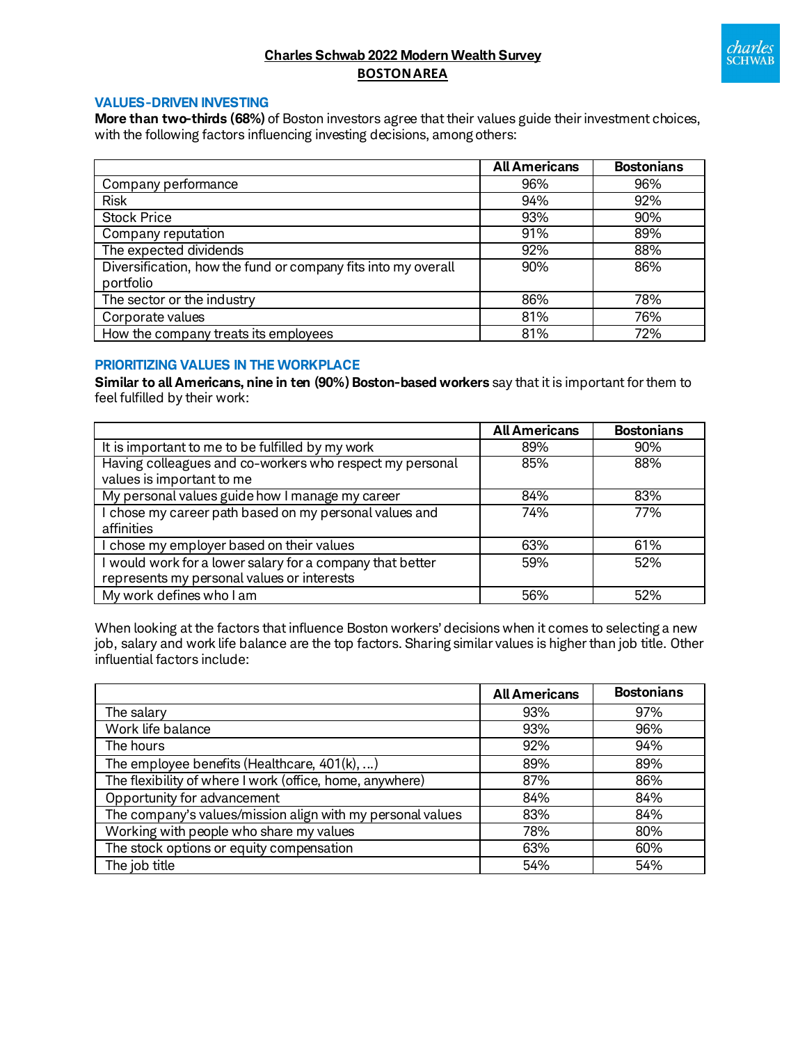# Charles Schwab 2022 Modern Wealth Survey
## BOSTON AREA

### VALUES-DRIVEN INVESTING

**More than two-thirds (68%)** of Boston investors agree that their values guide their investment choices, with the following factors influencing investing decisions, among others:

| | All Americans | Bostonians |
|---|---|---|
| Company performance | 96% | 96% |
| Risk | 94% | 92% |
| Stock Price | 93% | 90% |
| Company reputation | 91% | 89% |
| The expected dividends | 92% | 88% |
| Diversification, how the fund or company fits into my overall portfolio | 90% | 86% |
| The sector or the industry | 86% | 78% |
| Corporate values | 81% | 76% |
| How the company treats its employees | 81% | 72% |

### PRIORITIZING VALUES IN THE WORKPLACE

**Similar to all Americans, nine in ten (90%) Boston-based workers** say that it is important for them to feel fulfilled by their work:

| | All Americans | Bostonians |
|---|---|---|
| It is important to me to be fulfilled by my work | 89% | 90% |
| Having colleagues and co-workers who respect my personal values is important to me | 85% | 88% |
| My personal values guide how I manage my career | 84% | 83% |
| I chose my career path based on my personal values and affinities | 74% | 77% |
| I chose my employer based on their values | 63% | 61% |
| I would work for a lower salary for a company that better represents my personal values or interests | 59% | 52% |
| My work defines who I am | 56% | 52% |

When looking at the factors that influence Boston workers' decisions when it comes to selecting a new job, salary and work life balance are the top factors. Sharing similar values is higher than job title. Other influential factors include:

| | All Americans | Bostonians |
|---|---|---|
| The salary | 93% | 97% |
| Work life balance | 93% | 96% |
| The hours | 92% | 94% |
| The employee benefits (Healthcare, 401(k), ...) | 89% | 89% |
| The flexibility of where I work (office, home, anywhere) | 87% | 86% |
| Opportunity for advancement | 84% | 84% |
| The company's values/mission align with my personal values | 83% | 84% |
| Working with people who share my values | 78% | 80% |
| The stock options or equity compensation | 63% | 60% |
| The job title | 54% | 54% |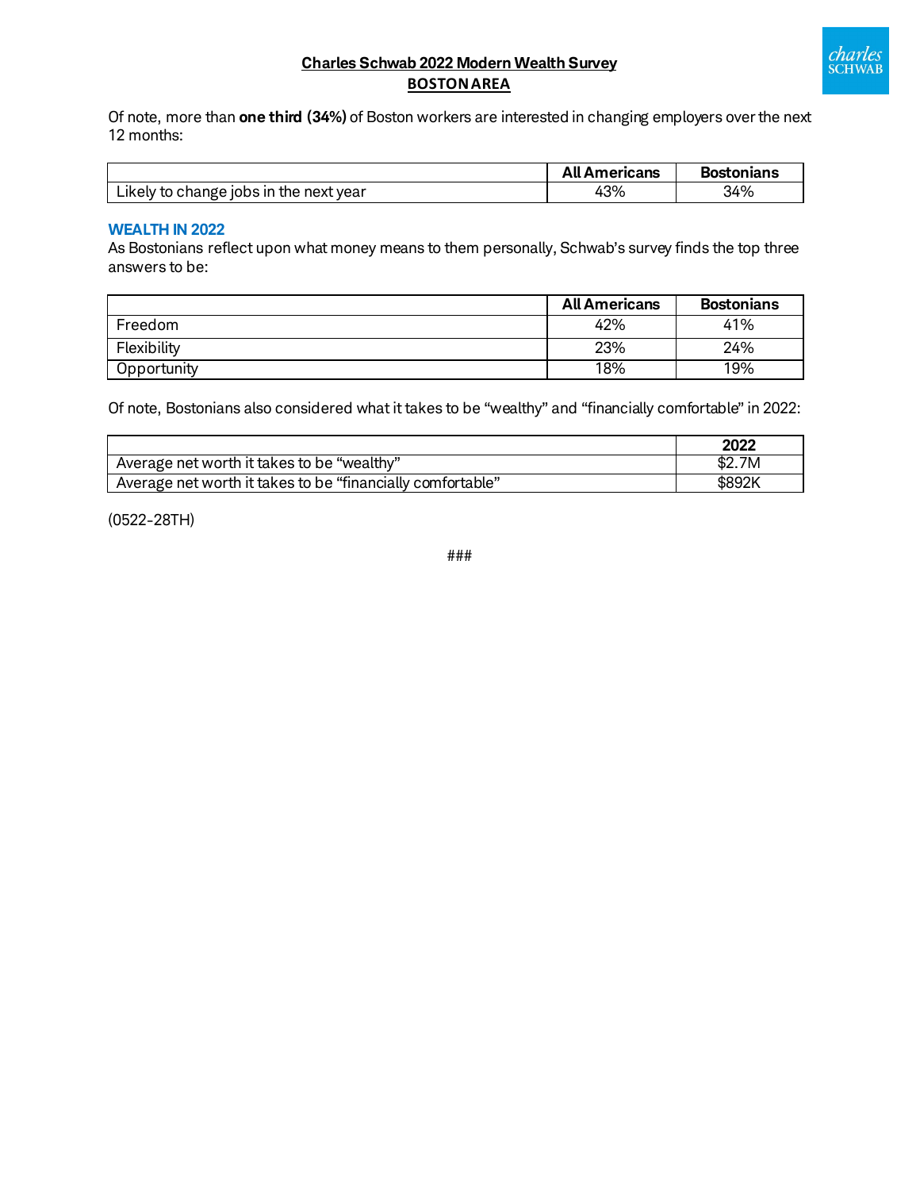Of note, more than **one third (34%)** of Boston workers are interested in changing employers over the next 12 months:

| | All Americans | Bostonians |
|---|---|---|
| Likely to change jobs in the next year | 43% | 34% |

## WEALTH IN 2022

As Bostonians reflect upon what money means to them personally, Schwab's survey finds the top three answers to be:

| | All Americans | Bostonians |
|---|---|---|
| Freedom | 42% | 41% |
| Flexibility | 23% | 24% |
| Opportunity | 18% | 19% |

Of note, Bostonians also considered what it takes to be "wealthy" and "financially comfortable" in 2022:

| | 2022 |
|---|---|
| Average net worth it takes to be "wealthy" | $2.7M |
| Average net worth it takes to be "financially comfortable" | $892K |

(0522-28TH)

###